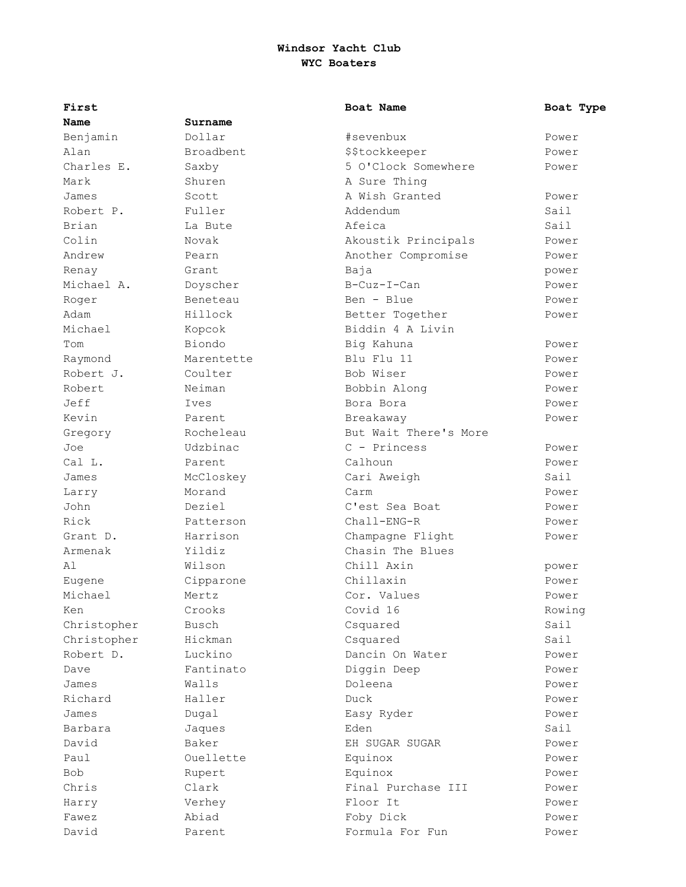# Windsor Yacht Club
## WYC Boaters

| First Name | Surname | Boat Name | Boat Type |
|---|---|---|---|
| Benjamin | Dollar | #sevenbux | Power |
| Alan | Broadbent | $$tockkeeper | Power |
| Charles E. | Saxby | 5 O'Clock Somewhere | Power |
| Mark | Shuren | A Sure Thing | |
| James | Scott | A Wish Granted | Power |
| Robert P. | Fuller | Addendum | Sail |
| Brian | La Bute | Afeica | Sail |
| Colin | Novak | Akoustik Principals | Power |
| Andrew | Pearn | Another Compromise | Power |
| Renay | Grant | Baja | power |
| Michael A. | Doyscher | B-Cuz-I-Can | Power |
| Roger | Beneteau | Ben - Blue | Power |
| Adam | Hillock | Better Together | Power |
| Michael | Kopcok | Biddin 4 A Livin | |
| Tom | Biondo | Big Kahuna | Power |
| Raymond | Marentette | Blu Flu 11 | Power |
| Robert J. | Coulter | Bob Wiser | Power |
| Robert | Neiman | Bobbin Along | Power |
| Jeff | Ives | Bora Bora | Power |
| Kevin | Parent | Breakaway | Power |
| Gregory | Rocheleau | But Wait There's More | |
| Joe | Udzbinac | C - Princess | Power |
| Cal L. | Parent | Calhoun | Power |
| James | McCloskey | Cari Aweigh | Sail |
| Larry | Morand | Carm | Power |
| John | Deziel | C'est Sea Boat | Power |
| Rick | Patterson | Chall-ENG-R | Power |
| Grant D. | Harrison | Champagne Flight | Power |
| Armenak | Yildiz | Chasin The Blues | |
| Al | Wilson | Chill Axin | power |
| Eugene | Cipparone | Chillaxin | Power |
| Michael | Mertz | Cor. Values | Power |
| Ken | Crooks | Covid 16 | Rowing |
| Christopher | Busch | Csquared | Sail |
| Christopher | Hickman | Csquared | Sail |
| Robert D. | Luckino | Dancin On Water | Power |
| Dave | Fantinato | Diggin Deep | Power |
| James | Walls | Doleena | Power |
| Richard | Haller | Duck | Power |
| James | Dugal | Easy Ryder | Power |
| Barbara | Jaques | Eden | Sail |
| David | Baker | EH SUGAR SUGAR | Power |
| Paul | Ouellette | Equinox | Power |
| Bob | Rupert | Equinox | Power |
| Chris | Clark | Final Purchase III | Power |
| Harry | Verhey | Floor It | Power |
| Fawez | Abiad | Foby Dick | Power |
| David | Parent | Formula For Fun | Power |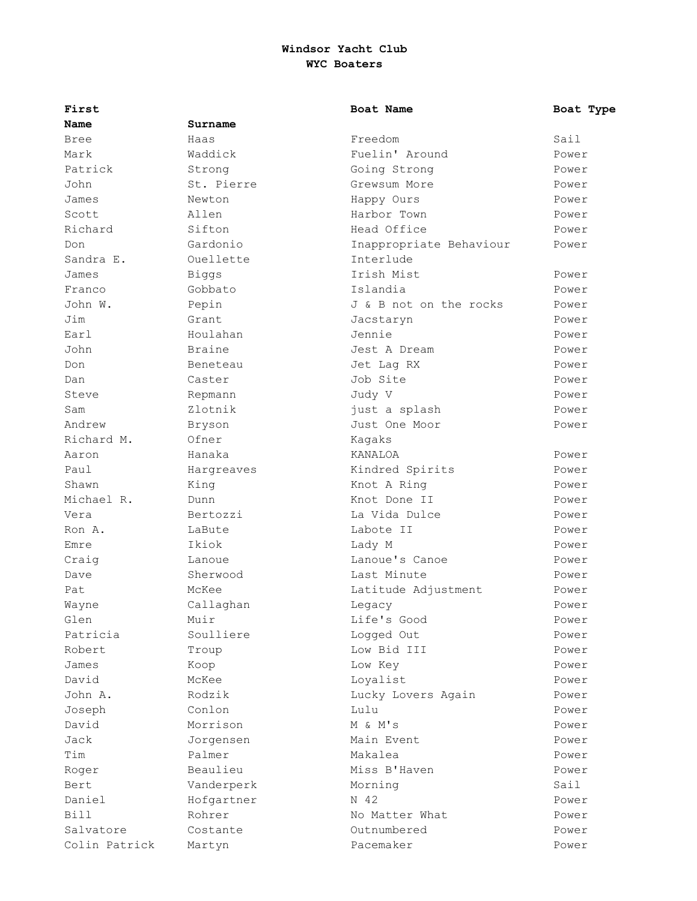**Windsor Yacht Club**
**WYC Boaters**

| First Name | Surname | Boat Name | Boat Type |
|---|---|---|---|
| Bree | Haas | Freedom | Sail |
| Mark | Waddick | Fuelin' Around | Power |
| Patrick | Strong | Going Strong | Power |
| John | St. Pierre | Grewsum More | Power |
| James | Newton | Happy Ours | Power |
| Scott | Allen | Harbor Town | Power |
| Richard | Sifton | Head Office | Power |
| Don | Gardonio | Inappropriate Behaviour | Power |
| Sandra E. | Ouellette | Interlude | |
| James | Biggs | Irish Mist | Power |
| Franco | Gobbato | Islandia | Power |
| John W. | Pepin | J & B not on the rocks | Power |
| Jim | Grant | Jacstaryn | Power |
| Earl | Houlahan | Jennie | Power |
| John | Braine | Jest A Dream | Power |
| Don | Beneteau | Jet Lag RX | Power |
| Dan | Caster | Job Site | Power |
| Steve | Repmann | Judy V | Power |
| Sam | Zlotnik | just a splash | Power |
| Andrew | Bryson | Just One Moor | Power |
| Richard M. | Ofner | Kagaks | |
| Aaron | Hanaka | KANALOA | Power |
| Paul | Hargreaves | Kindred Spirits | Power |
| Shawn | King | Knot A Ring | Power |
| Michael R. | Dunn | Knot Done II | Power |
| Vera | Bertozzi | La Vida Dulce | Power |
| Ron A. | LaBute | Labote II | Power |
| Emre | Ikiok | Lady M | Power |
| Craig | Lanoue | Lanoue's Canoe | Power |
| Dave | Sherwood | Last Minute | Power |
| Pat | McKee | Latitude Adjustment | Power |
| Wayne | Callaghan | Legacy | Power |
| Glen | Muir | Life's Good | Power |
| Patricia | Soulliere | Logged Out | Power |
| Robert | Troup | Low Bid III | Power |
| James | Koop | Low Key | Power |
| David | McKee | Loyalist | Power |
| John A. | Rodzik | Lucky Lovers Again | Power |
| Joseph | Conlon | Lulu | Power |
| David | Morrison | M & M's | Power |
| Jack | Jorgensen | Main Event | Power |
| Tim | Palmer | Makalea | Power |
| Roger | Beaulieu | Miss B'Haven | Power |
| Bert | Vanderperk | Morning | Sail |
| Daniel | Hofgartner | N 42 | Power |
| Bill | Rohrer | No Matter What | Power |
| Salvatore | Costante | Outnumbered | Power |
| Colin Patrick | Martyn | Pacemaker | Power |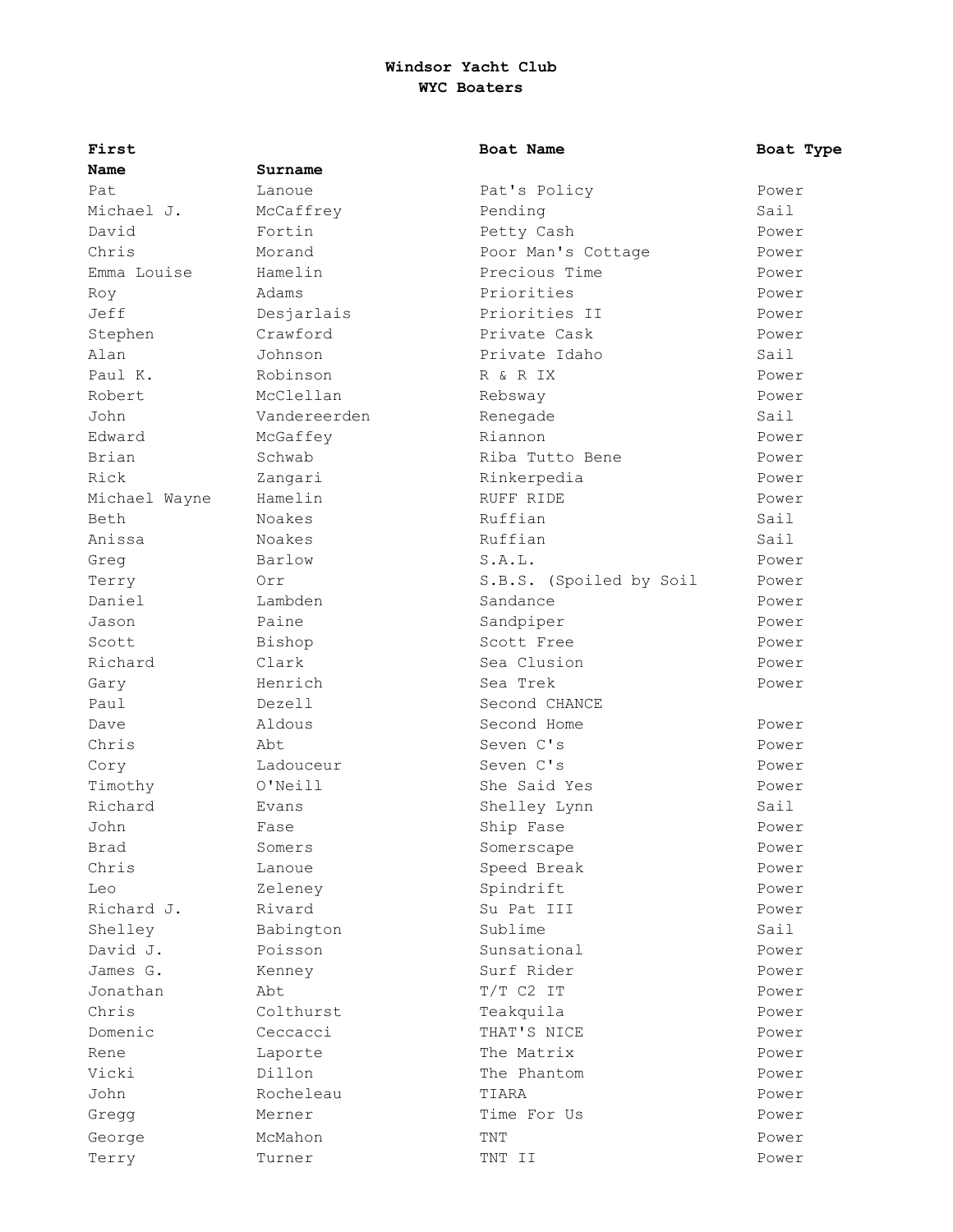**Windsor Yacht Club**
**WYC Boaters**

| First Name | Surname | Boat Name | Boat Type |
|---|---|---|---|
| Pat | Lanoue | Pat's Policy | Power |
| Michael J. | McCaffrey | Pending | Sail |
| David | Fortin | Petty Cash | Power |
| Chris | Morand | Poor Man's Cottage | Power |
| Emma Louise | Hamelin | Precious Time | Power |
| Roy | Adams | Priorities | Power |
| Jeff | Desjarlais | Priorities II | Power |
| Stephen | Crawford | Private Cask | Power |
| Alan | Johnson | Private Idaho | Sail |
| Paul K. | Robinson | R & R IX | Power |
| Robert | McClellan | Rebsway | Power |
| John | Vandereerden | Renegade | Sail |
| Edward | McGaffey | Riannon | Power |
| Brian | Schwab | Riba Tutto Bene | Power |
| Rick | Zangari | Rinkerpedia | Power |
| Michael Wayne | Hamelin | RUFF RIDE | Power |
| Beth | Noakes | Ruffian | Sail |
| Anissa | Noakes | Ruffian | Sail |
| Greg | Barlow | S.A.L. | Power |
| Terry | Orr | S.B.S. (Spoiled by Soil | Power |
| Daniel | Lambden | Sandance | Power |
| Jason | Paine | Sandpiper | Power |
| Scott | Bishop | Scott Free | Power |
| Richard | Clark | Sea Clusion | Power |
| Gary | Henrich | Sea Trek | Power |
| Paul | Dezell | Second CHANCE | |
| Dave | Aldous | Second Home | Power |
| Chris | Abt | Seven C's | Power |
| Cory | Ladouceur | Seven C's | Power |
| Timothy | O'Neill | She Said Yes | Power |
| Richard | Evans | Shelley Lynn | Sail |
| John | Fase | Ship Fase | Power |
| Brad | Somers | Somerscape | Power |
| Chris | Lanoue | Speed Break | Power |
| Leo | Zeleney | Spindrift | Power |
| Richard J. | Rivard | Su Pat III | Power |
| Shelley | Babington | Sublime | Sail |
| David J. | Poisson | Sunsational | Power |
| James G. | Kenney | Surf Rider | Power |
| Jonathan | Abt | T/T C2 IT | Power |
| Chris | Colthurst | Teakquila | Power |
| Domenic | Ceccacci | THAT'S NICE | Power |
| Rene | Laporte | The Matrix | Power |
| Vicki | Dillon | The Phantom | Power |
| John | Rocheleau | TIARA | Power |
| Gregg | Merner | Time For Us | Power |
| George | McMahon | TNT | Power |
| Terry | Turner | TNT II | Power |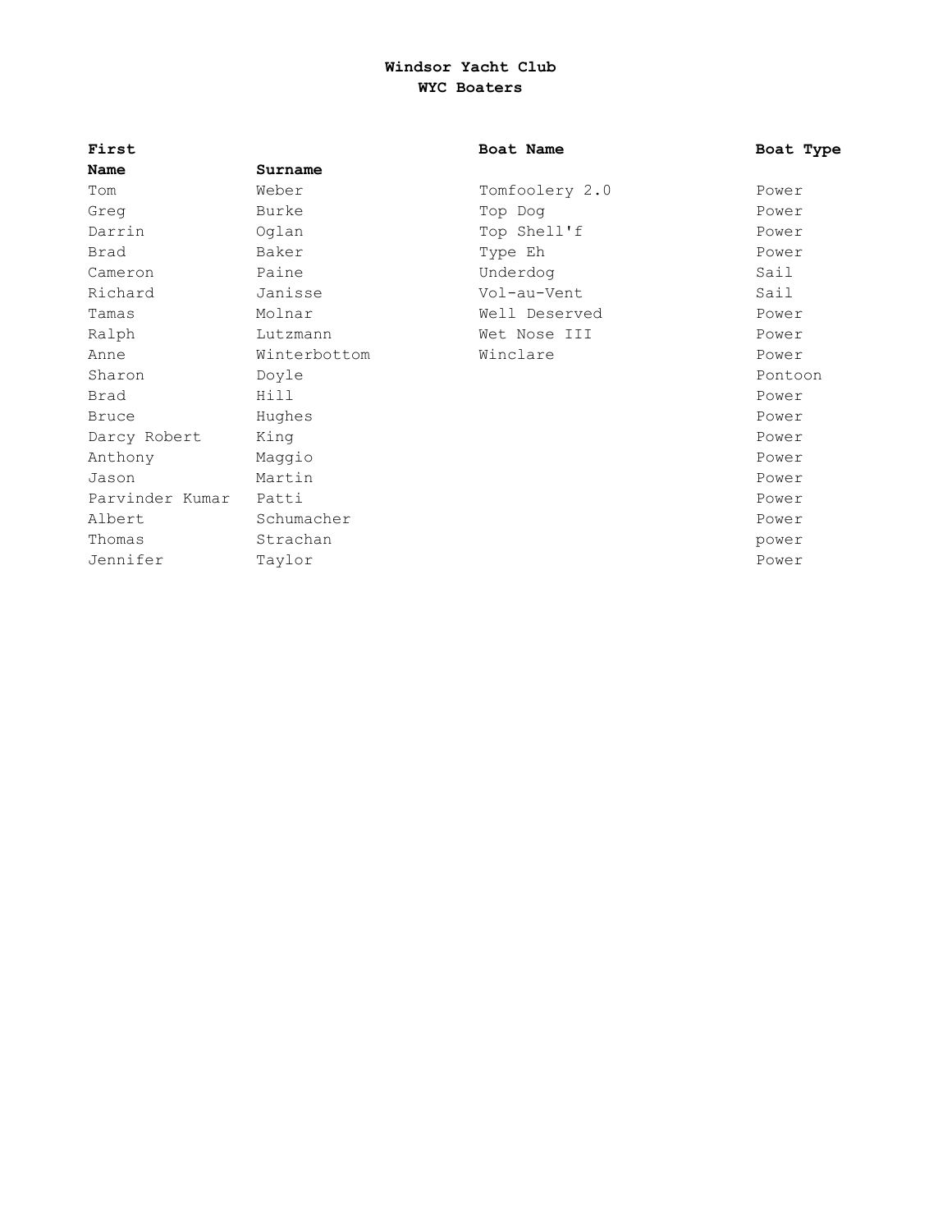# Windsor Yacht Club
## WYC Boaters

| First Name | Surname | Boat Name | Boat Type |
|---|---|---|---|
| Tom | Weber | Tomfoolery 2.0 | Power |
| Greg | Burke | Top Dog | Power |
| Darrin | Oglan | Top Shell'f | Power |
| Brad | Baker | Type Eh | Power |
| Cameron | Paine | Underdog | Sail |
| Richard | Janisse | Vol-au-Vent | Sail |
| Tamas | Molnar | Well Deserved | Power |
| Ralph | Lutzmann | Wet Nose III | Power |
| Anne | Winterbottom | Winclare | Power |
| Sharon | Doyle | | Pontoon |
| Brad | Hill | | Power |
| Bruce | Hughes | | Power |
| Darcy Robert | King | | Power |
| Anthony | Maggio | | Power |
| Jason | Martin | | Power |
| Parvinder Kumar | Patti | | Power |
| Albert | Schumacher | | Power |
| Thomas | Strachan | | power |
| Jennifer | Taylor | | Power |